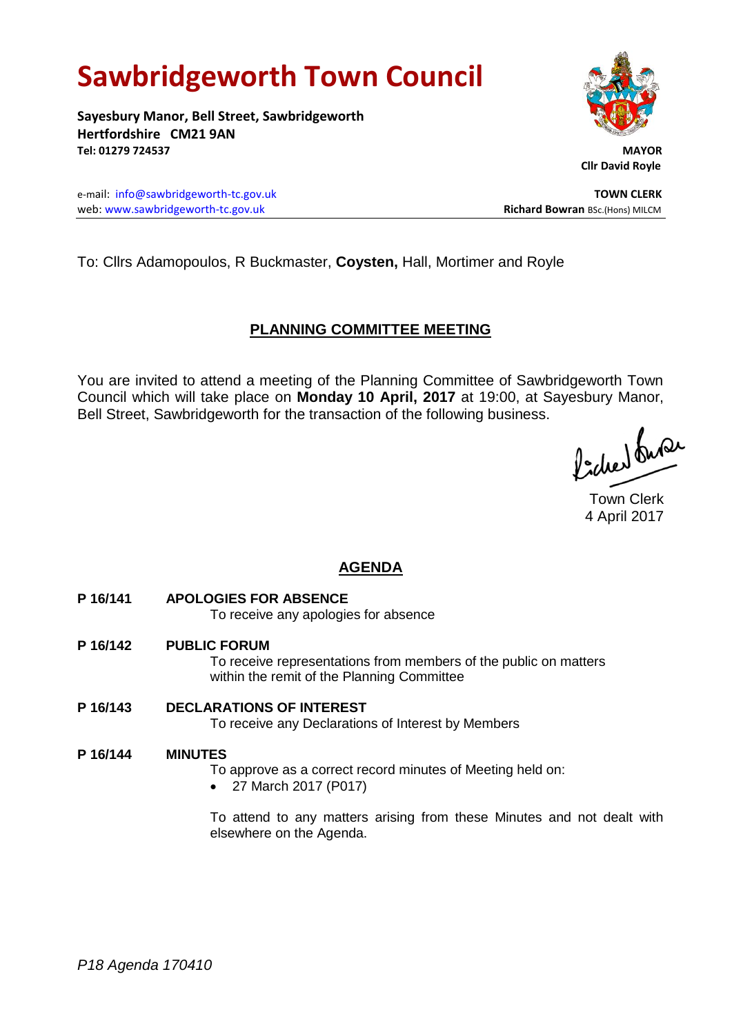# Sawbridgeworth Town Council

**Sayesbury Manor, Bell Street, Sawbridgeworth**
**Hertfordshire CM21 9AN**
**Tel: 01279 724537**

**MAYOR**
**Cllr David Royle**

e-mail: info@sawbridgeworth-tc.gov.uk
web: www.sawbridgeworth-tc.gov.uk

**TOWN CLERK**
**Richard Bowran** BSc.(Hons) MILCM

To: Cllrs Adamopoulos, R Buckmaster, **Coysten,** Hall, Mortimer and Royle

## PLANNING COMMITTEE MEETING

You are invited to attend a meeting of the Planning Committee of Sawbridgeworth Town Council which will take place on **Monday 10 April, 2017** at 19:00, at Sayesbury Manor, Bell Street, Sawbridgeworth for the transaction of the following business.

Town Clerk
4 April 2017

## AGENDA

**P 16/141 APOLOGIES FOR ABSENCE**
To receive any apologies for absence

**P 16/142 PUBLIC FORUM**
To receive representations from members of the public on matters within the remit of the Planning Committee

**P 16/143 DECLARATIONS OF INTEREST**
To receive any Declarations of Interest by Members

**P 16/144 MINUTES**
To approve as a correct record minutes of Meeting held on:

- 27 March 2017 (P017)

To attend to any matters arising from these Minutes and not dealt with elsewhere on the Agenda.

*P18 Agenda 170410*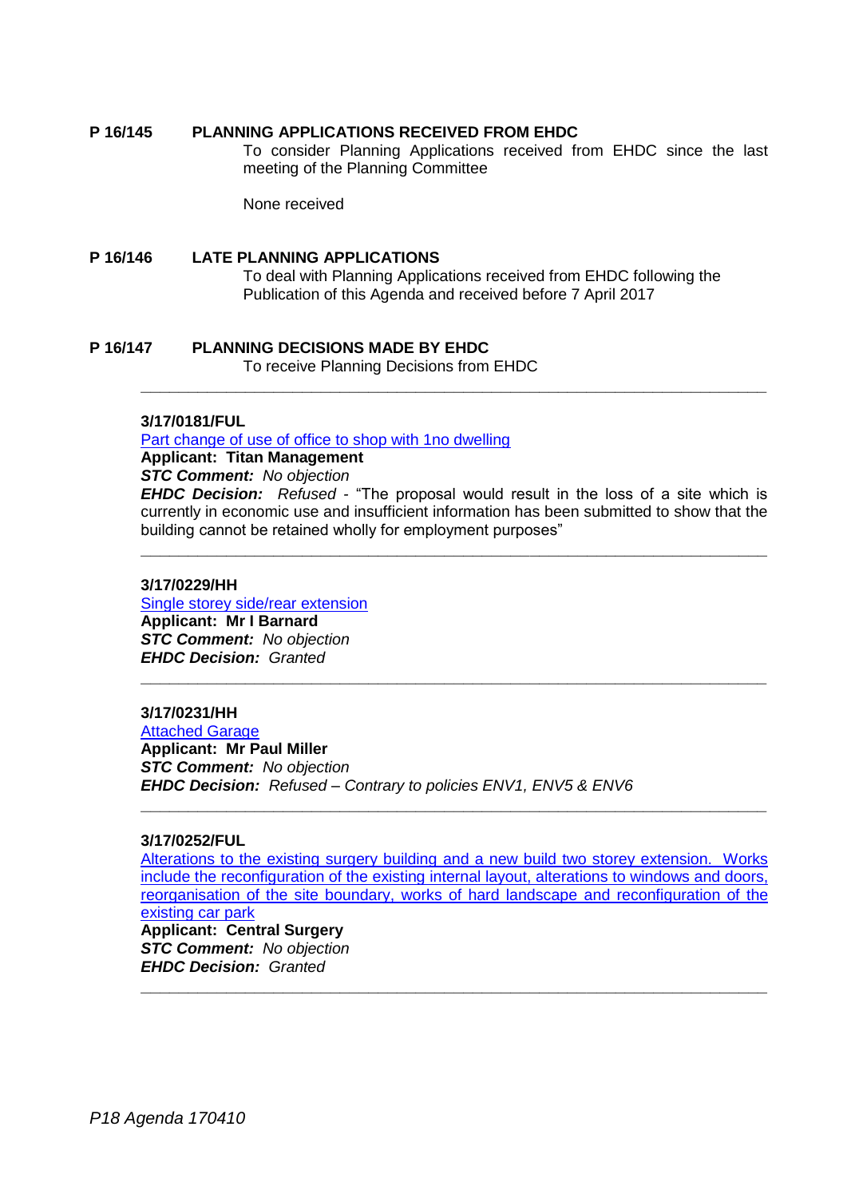**P 16/145 PLANNING APPLICATIONS RECEIVED FROM EHDC**

To consider Planning Applications received from EHDC since the last meeting of the Planning Committee

None received

**P 16/146 LATE PLANNING APPLICATIONS**

To deal with Planning Applications received from EHDC following the Publication of this Agenda and received before 7 April 2017

**P 16/147 PLANNING DECISIONS MADE BY EHDC**

To receive Planning Decisions from EHDC

---

**3/17/0181/FUL**

Part change of use of office to shop with 1no dwelling

**Applicant: Titan Management**

***STC Comment:*** *No objection*

***EHDC Decision:*** *Refused* - "The proposal would result in the loss of a site which is currently in economic use and insufficient information has been submitted to show that the building cannot be retained wholly for employment purposes"

---

**3/17/0229/HH**

Single storey side/rear extension

**Applicant: Mr I Barnard**

***STC Comment:*** *No objection*

***EHDC Decision:*** *Granted*

---

**3/17/0231/HH**

Attached Garage

**Applicant: Mr Paul Miller**

***STC Comment:*** *No objection*

***EHDC Decision:*** *Refused – Contrary to policies ENV1, ENV5 & ENV6*

---

**3/17/0252/FUL**

Alterations to the existing surgery building and a new build two storey extension. Works include the reconfiguration of the existing internal layout, alterations to windows and doors, reorganisation of the site boundary, works of hard landscape and reconfiguration of the existing car park

**Applicant: Central Surgery**

***STC Comment:*** *No objection*

***EHDC Decision:*** *Granted*

---

*P18 Agenda 170410*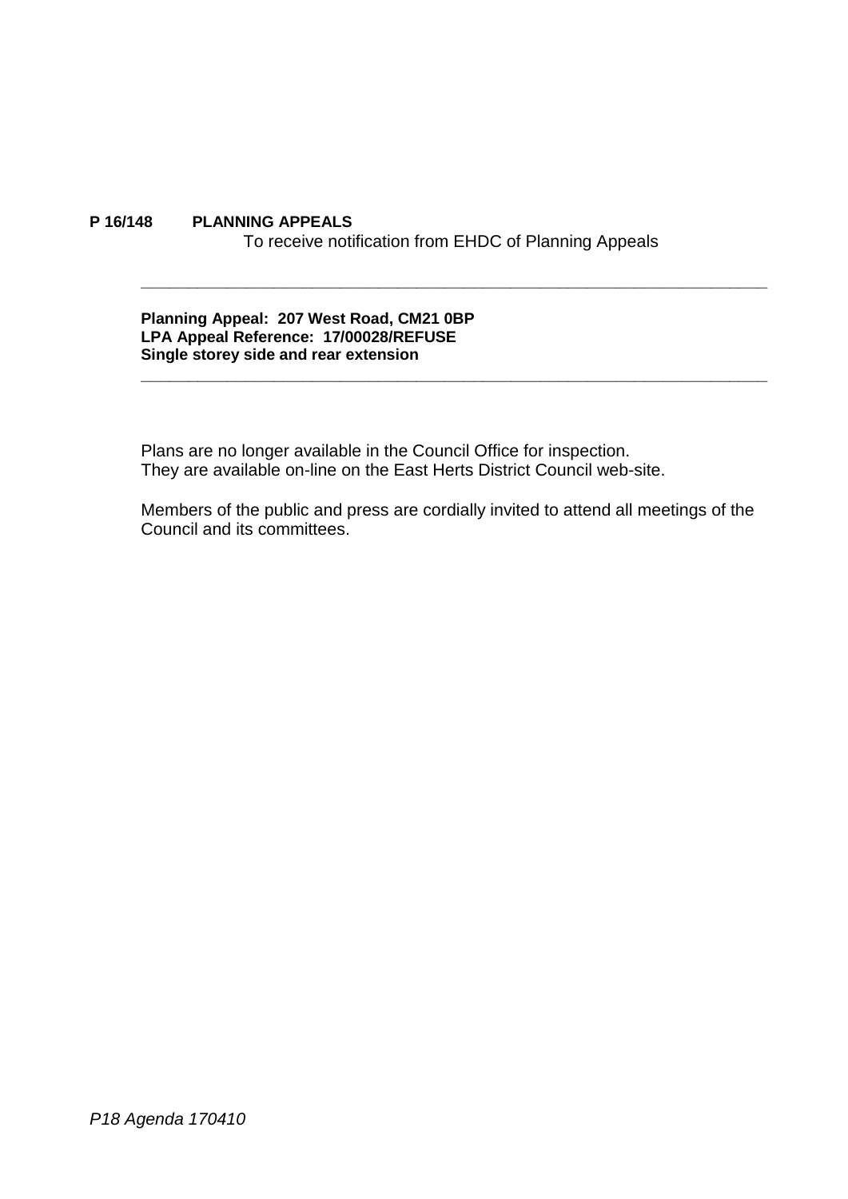**P 16/148 PLANNING APPEALS**

To receive notification from EHDC of Planning Appeals

---

**Planning Appeal: 207 West Road, CM21 0BP**
**LPA Appeal Reference: 17/00028/REFUSE**
**Single storey side and rear extension**

---

Plans are no longer available in the Council Office for inspection.
They are available on-line on the East Herts District Council web-site.

Members of the public and press are cordially invited to attend all meetings of the Council and its committees.